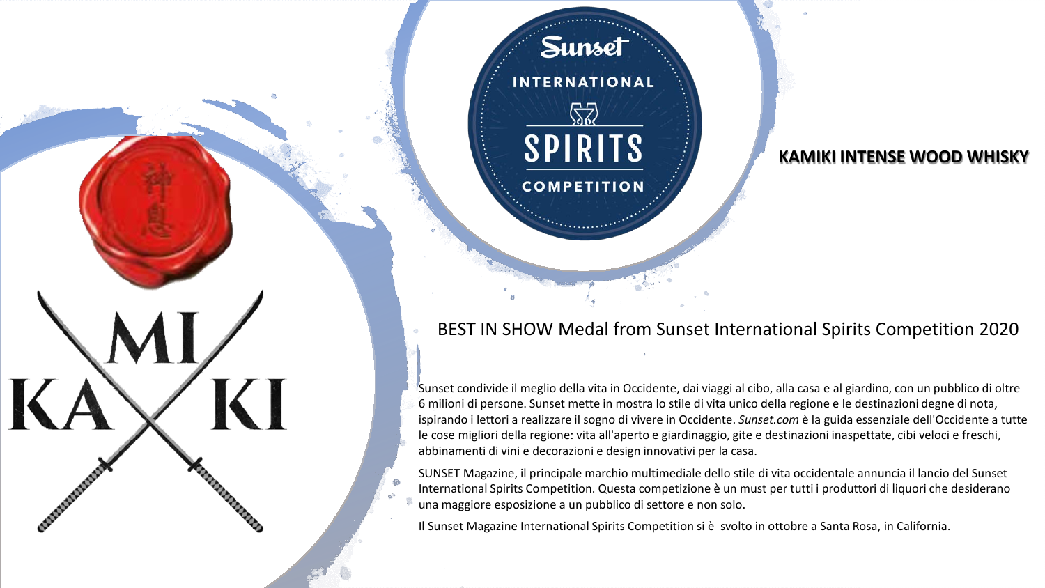## KAMIKI INTENSE WOOD WHISKY

### BEST IN SHOW Medal from Sunset International Spirits Competition 2020

Sunset condivide il meglio della vita in Occidente, dai viaggi al cibo, alla casa e al giardino, con un pubblico di oltre 6 milioni di persone. Sunset mette in mostra lo stile di vita unico della regione e le destinazioni degne di nota, ispirando i lettori a realizzare il sogno di vivere in Occidente. *Sunset.com* è la guida essenziale dell'Occidente a tutte le cose migliori della regione: vita all'aperto e giardinaggio, gite e destinazioni inaspettate, cibi veloci e freschi, abbinamenti di vini e decorazioni e design innovativi per la casa.

SUNSET Magazine, il principale marchio multimediale dello stile di vita occidentale annuncia il lancio del Sunset International Spirits Competition. Questa competizione è un must per tutti i produttori di liquori che desiderano una maggiore esposizione a un pubblico di settore e non solo.

Il Sunset Magazine International Spirits Competition si è svolto in ottobre a Santa Rosa, in California.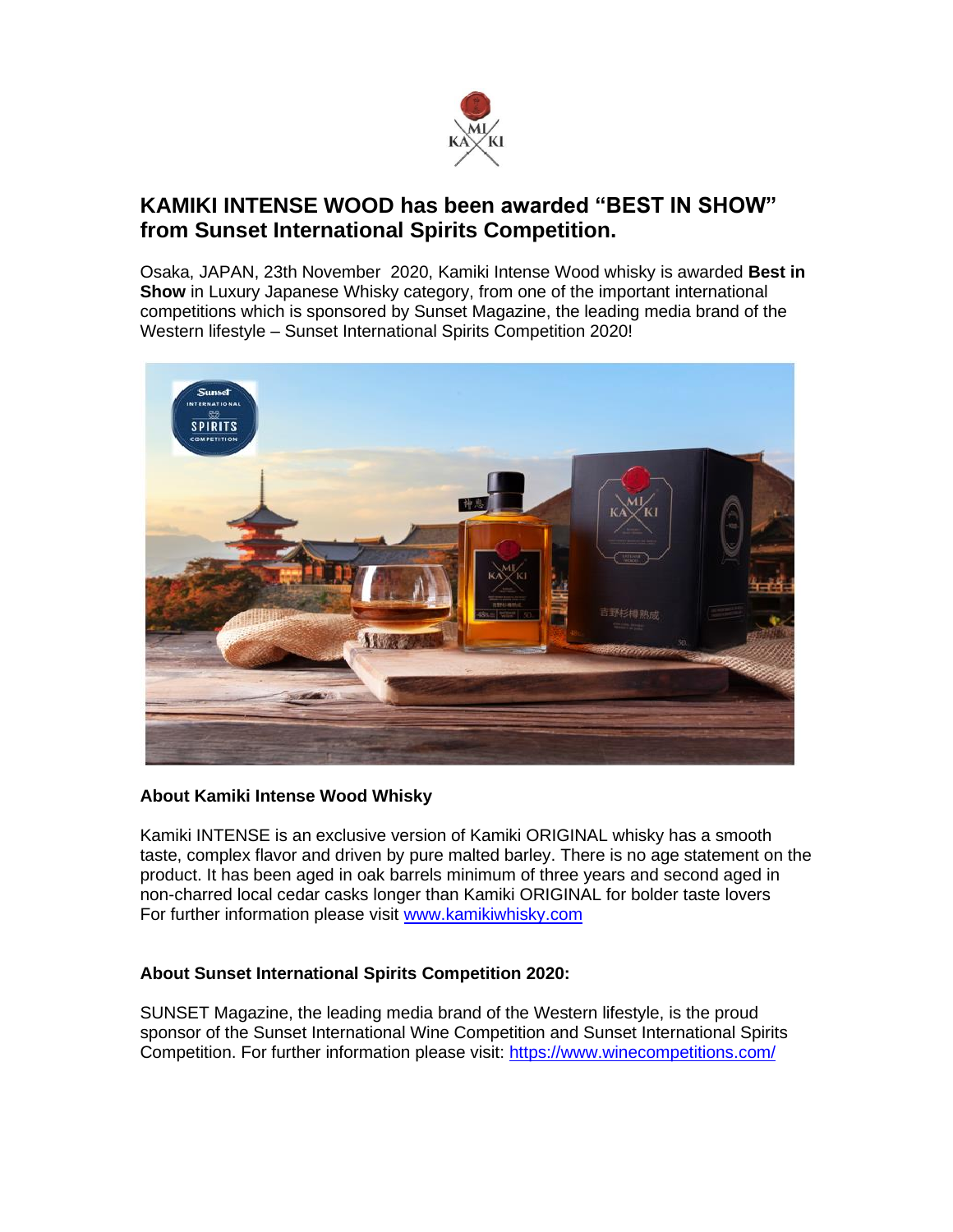# KAMIKI INTENSE WOOD has been awarded "BEST IN SHOW" from Sunset International Spirits Competition.

Osaka, JAPAN, 23th November 2020, Kamiki Intense Wood whisky is awarded **Best in Show** in Luxury Japanese Whisky category, from one of the important international competitions which is sponsored by Sunset Magazine, the leading media brand of the Western lifestyle – Sunset International Spirits Competition 2020!

**About Kamiki Intense Wood Whisky**

Kamiki INTENSE is an exclusive version of Kamiki ORIGINAL whisky has a smooth taste, complex flavor and driven by pure malted barley. There is no age statement on the product. It has been aged in oak barrels minimum of three years and second aged in non-charred local cedar casks longer than Kamiki ORIGINAL for bolder taste lovers
For further information please visit [www.kamikiwhisky.com](http://www.kamikiwhisky.com)

**About Sunset International Spirits Competition 2020:**

SUNSET Magazine, the leading media brand of the Western lifestyle, is the proud sponsor of the Sunset International Wine Competition and Sunset International Spirits Competition. For further information please visit: [https://www.winecompetitions.com/](https://www.winecompetitions.com/)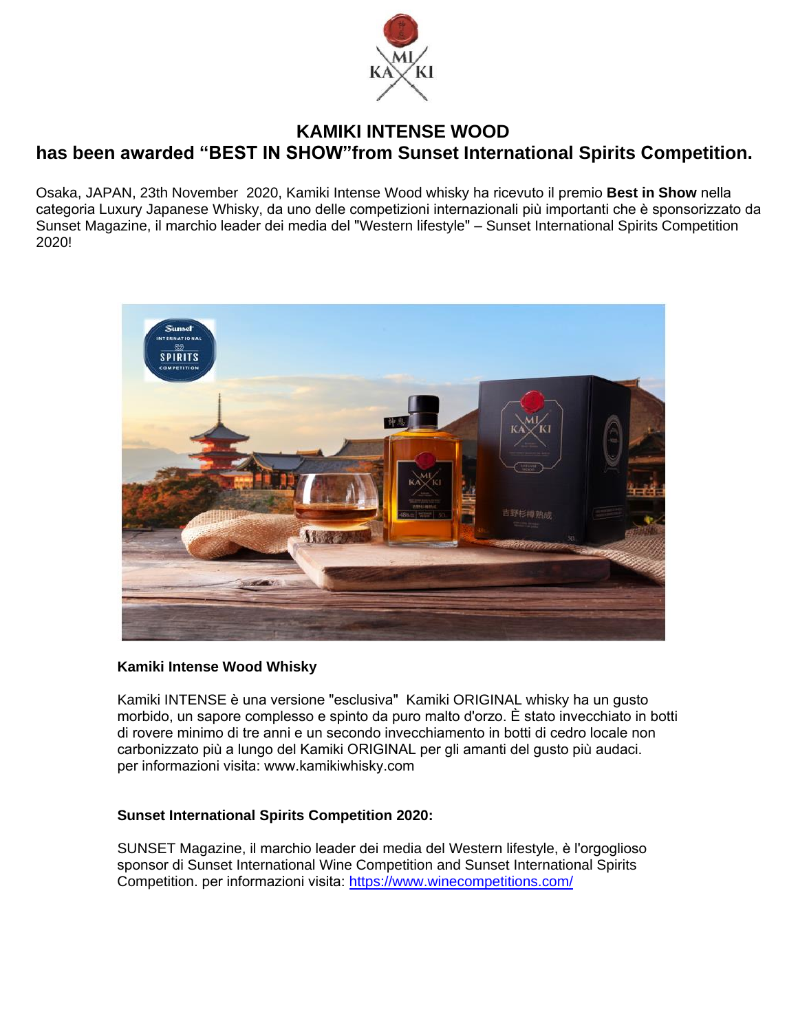# KAMIKI INTENSE WOOD

## has been awarded “BEST IN SHOW”from Sunset International Spirits Competition.

Osaka, JAPAN, 23th November 2020, Kamiki Intense Wood whisky ha ricevuto il premio **Best in Show** nella categoria Luxury Japanese Whisky, da uno delle competizioni internazionali più importanti che è sponsorizzato da Sunset Magazine, il marchio leader dei media del "Western lifestyle" – Sunset International Spirits Competition 2020!

**Kamiki Intense Wood Whisky**

Kamiki INTENSE è una versione "esclusiva" Kamiki ORIGINAL whisky ha un gusto morbido, un sapore complesso e spinto da puro malto d'orzo. È stato invecchiato in botti di rovere minimo di tre anni e un secondo invecchiamento in botti di cedro locale non carbonizzato più a lungo del Kamiki ORIGINAL per gli amanti del gusto più audaci.
per informazioni visita: www.kamikiwhisky.com

**Sunset International Spirits Competition 2020:**

SUNSET Magazine, il marchio leader dei media del Western lifestyle, è l'orgoglioso sponsor di Sunset International Wine Competition and Sunset International Spirits Competition. per informazioni visita: https://www.winecompetitions.com/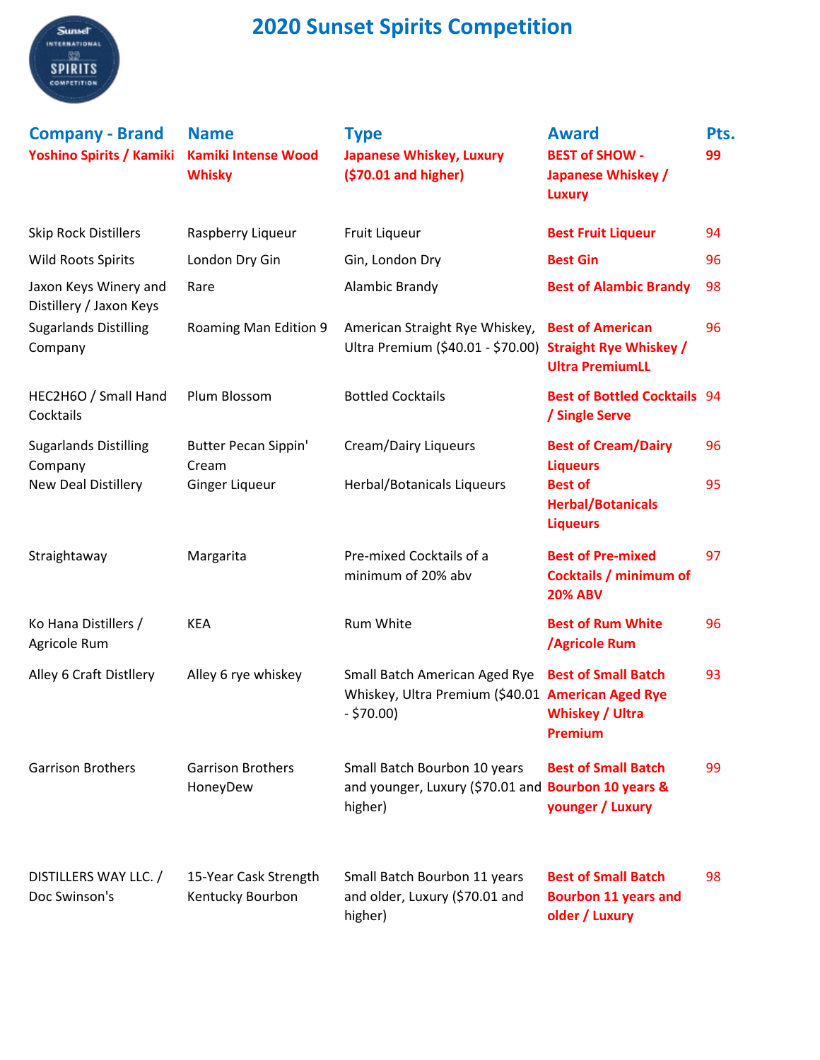# 2020 Sunset Spirits Competition

| Company - Brand | Name | Type | Award | Pts. |
|---|---|---|---|---|
| **Yoshino Spirits / Kamiki** | **Kamiki Intense Wood Whisky** | **Japanese Whiskey, Luxury ($70.01 and higher)** | **BEST of SHOW - Japanese Whiskey / Luxury** | **99** |
| Skip Rock Distillers | Raspberry Liqueur | Fruit Liqueur | **Best Fruit Liqueur** | 94 |
| Wild Roots Spirits | London Dry Gin | Gin, London Dry | **Best Gin** | 96 |
| Jaxon Keys Winery and Distillery / Jaxon Keys | Rare | Alambic Brandy | **Best of Alambic Brandy** | 98 |
| Sugarlands Distilling Company | Roaming Man Edition 9 | American Straight Rye Whiskey, Ultra Premium ($40.01 - $70.00) | **Best of American Straight Rye Whiskey / Ultra PremiumLL** | 96 |
| HEC2H6O / Small Hand Cocktails | Plum Blossom | Bottled Cocktails | **Best of Bottled Cocktails / Single Serve** | 94 |
| Sugarlands Distilling Company | Butter Pecan Sippin' Cream | Cream/Dairy Liqueurs | **Best of Cream/Dairy Liqueurs** | 96 |
| New Deal Distillery | Ginger Liqueur | Herbal/Botanicals Liqueurs | **Best of Herbal/Botanicals Liqueurs** | 95 |
| Straightaway | Margarita | Pre-mixed Cocktails of a minimum of 20% abv | **Best of Pre-mixed Cocktails / minimum of 20% ABV** | 97 |
| Ko Hana Distillers / Agricole Rum | KEA | Rum White | **Best of Rum White /Agricole Rum** | 96 |
| Alley 6 Craft Distllery | Alley 6 rye whiskey | Small Batch American Aged Rye Whiskey, Ultra Premium ($40.01 - $70.00) | **Best of Small Batch American Aged Rye Whiskey / Ultra Premium** | 93 |
| Garrison Brothers | Garrison Brothers HoneyDew | Small Batch Bourbon 10 years and younger, Luxury ($70.01 and higher) | **Best of Small Batch Bourbon 10 years & younger / Luxury** | 99 |
| DISTILLERS WAY LLC. / Doc Swinson's | 15-Year Cask Strength Kentucky Bourbon | Small Batch Bourbon 11 years and older, Luxury ($70.01 and higher) | **Best of Small Batch Bourbon 11 years and older / Luxury** | 98 |